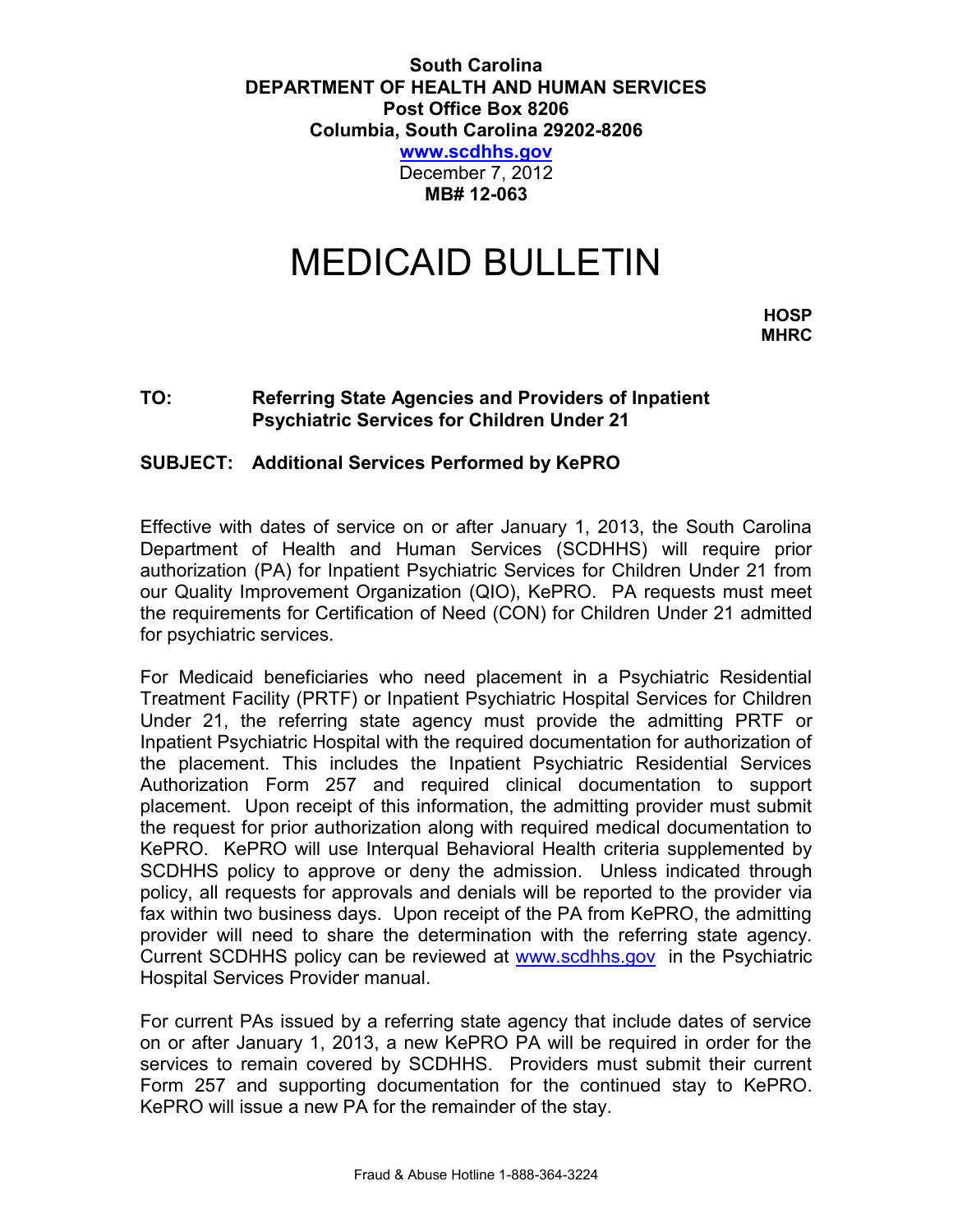**South Carolina**
**DEPARTMENT OF HEALTH AND HUMAN SERVICES**
**Post Office Box 8206**
**Columbia, South Carolina 29202-8206**
**www.scdhhs.gov**
December 7, 2012
**MB# 12-063**

# MEDICAID BULLETIN

**HOSP**
**MHRC**

**TO:** **Referring State Agencies and Providers of Inpatient Psychiatric Services for Children Under 21**

**SUBJECT: Additional Services Performed by KePRO**

Effective with dates of service on or after January 1, 2013, the South Carolina Department of Health and Human Services (SCDHHS) will require prior authorization (PA) for Inpatient Psychiatric Services for Children Under 21 from our Quality Improvement Organization (QIO), KePRO. PA requests must meet the requirements for Certification of Need (CON) for Children Under 21 admitted for psychiatric services.

For Medicaid beneficiaries who need placement in a Psychiatric Residential Treatment Facility (PRTF) or Inpatient Psychiatric Hospital Services for Children Under 21, the referring state agency must provide the admitting PRTF or Inpatient Psychiatric Hospital with the required documentation for authorization of the placement. This includes the Inpatient Psychiatric Residential Services Authorization Form 257 and required clinical documentation to support placement. Upon receipt of this information, the admitting provider must submit the request for prior authorization along with required medical documentation to KePRO. KePRO will use Interqual Behavioral Health criteria supplemented by SCDHHS policy to approve or deny the admission. Unless indicated through policy, all requests for approvals and denials will be reported to the provider via fax within two business days. Upon receipt of the PA from KePRO, the admitting provider will need to share the determination with the referring state agency. Current SCDHHS policy can be reviewed at www.scdhhs.gov in the Psychiatric Hospital Services Provider manual.

For current PAs issued by a referring state agency that include dates of service on or after January 1, 2013, a new KePRO PA will be required in order for the services to remain covered by SCDHHS. Providers must submit their current Form 257 and supporting documentation for the continued stay to KePRO. KePRO will issue a new PA for the remainder of the stay.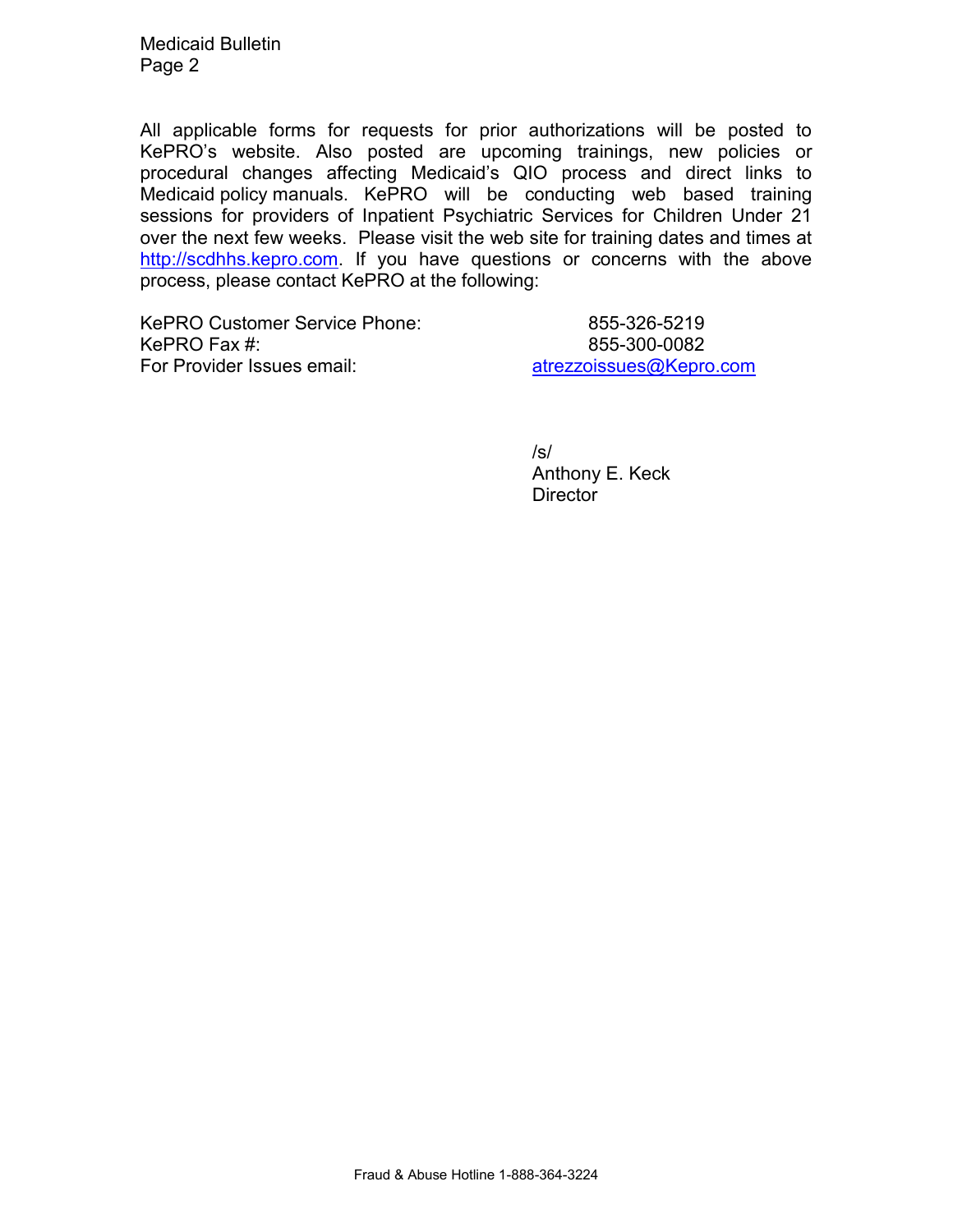All applicable forms for requests for prior authorizations will be posted to KePRO's website. Also posted are upcoming trainings, new policies or procedural changes affecting Medicaid's QIO process and direct links to Medicaid policy manuals. KePRO will be conducting web based training sessions for providers of Inpatient Psychiatric Services for Children Under 21 over the next few weeks. Please visit the web site for training dates and times at http://scdhhs.kepro.com. If you have questions or concerns with the above process, please contact KePRO at the following:

| | |
|---|---|
| KePRO Customer Service Phone: | 855-326-5219 |
| KePRO Fax #: | 855-300-0082 |
| For Provider Issues email: | atrezzoissues@Kepro.com |

/s/
Anthony E. Keck
Director

Fraud & Abuse Hotline 1-888-364-3224